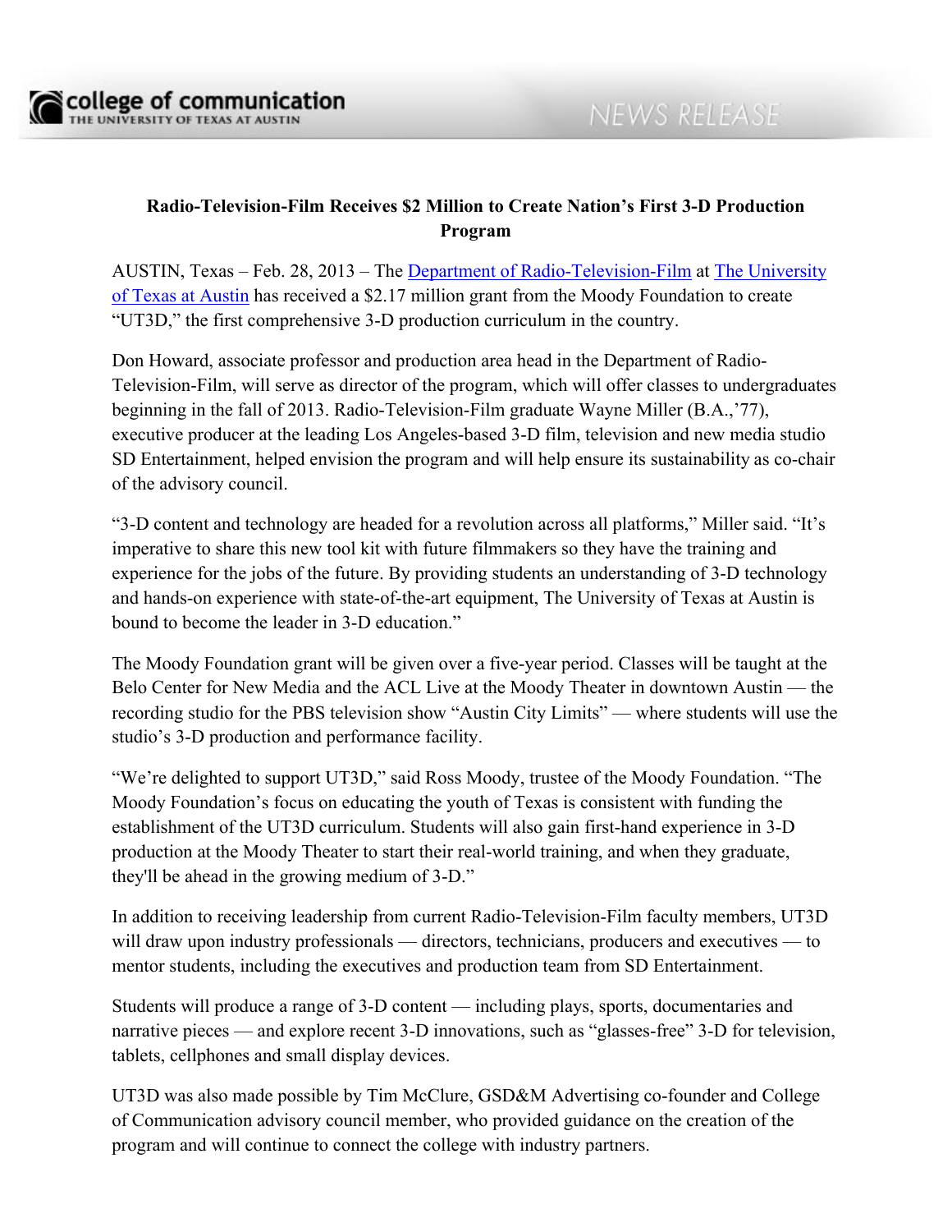college of communication
THE UNIVERSITY OF TEXAS AT AUSTIN

NEWS RELEASE

# Radio-Television-Film Receives $2 Million to Create Nation's First 3-D Production Program

AUSTIN, Texas – Feb. 28, 2013 – The Department of Radio-Television-Film at The University of Texas at Austin has received a $2.17 million grant from the Moody Foundation to create "UT3D," the first comprehensive 3-D production curriculum in the country.

Don Howard, associate professor and production area head in the Department of Radio-Television-Film, will serve as director of the program, which will offer classes to undergraduates beginning in the fall of 2013. Radio-Television-Film graduate Wayne Miller (B.A.,'77), executive producer at the leading Los Angeles-based 3-D film, television and new media studio SD Entertainment, helped envision the program and will help ensure its sustainability as co-chair of the advisory council.

"3-D content and technology are headed for a revolution across all platforms," Miller said. "It's imperative to share this new tool kit with future filmmakers so they have the training and experience for the jobs of the future. By providing students an understanding of 3-D technology and hands-on experience with state-of-the-art equipment, The University of Texas at Austin is bound to become the leader in 3-D education."

The Moody Foundation grant will be given over a five-year period. Classes will be taught at the Belo Center for New Media and the ACL Live at the Moody Theater in downtown Austin — the recording studio for the PBS television show "Austin City Limits" — where students will use the studio's 3-D production and performance facility.

"We're delighted to support UT3D," said Ross Moody, trustee of the Moody Foundation. "The Moody Foundation's focus on educating the youth of Texas is consistent with funding the establishment of the UT3D curriculum. Students will also gain first-hand experience in 3-D production at the Moody Theater to start their real-world training, and when they graduate, they'll be ahead in the growing medium of 3-D."

In addition to receiving leadership from current Radio-Television-Film faculty members, UT3D will draw upon industry professionals — directors, technicians, producers and executives — to mentor students, including the executives and production team from SD Entertainment.

Students will produce a range of 3-D content — including plays, sports, documentaries and narrative pieces — and explore recent 3-D innovations, such as "glasses-free" 3-D for television, tablets, cellphones and small display devices.

UT3D was also made possible by Tim McClure, GSD&M Advertising co-founder and College of Communication advisory council member, who provided guidance on the creation of the program and will continue to connect the college with industry partners.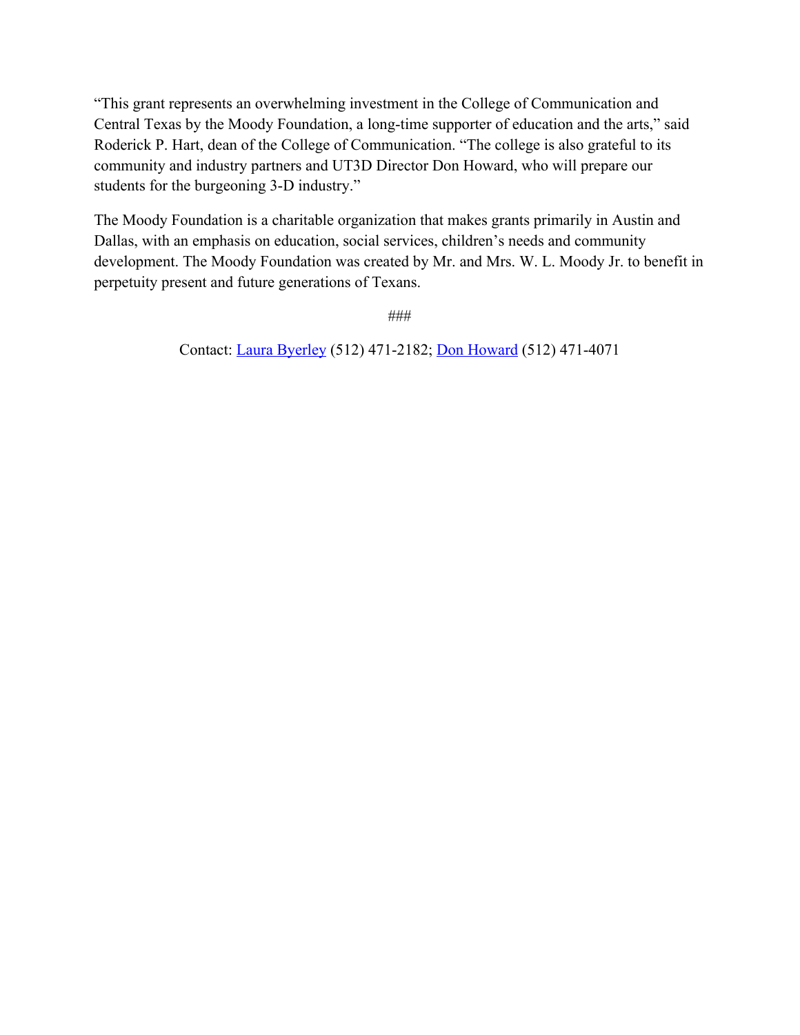"This grant represents an overwhelming investment in the College of Communication and Central Texas by the Moody Foundation, a long-time supporter of education and the arts," said Roderick P. Hart, dean of the College of Communication. "The college is also grateful to its community and industry partners and UT3D Director Don Howard, who will prepare our students for the burgeoning 3-D industry."

The Moody Foundation is a charitable organization that makes grants primarily in Austin and Dallas, with an emphasis on education, social services, children's needs and community development. The Moody Foundation was created by Mr. and Mrs. W. L. Moody Jr. to benefit in perpetuity present and future generations of Texans.

###

Contact: Laura Byerley (512) 471-2182; Don Howard (512) 471-4071